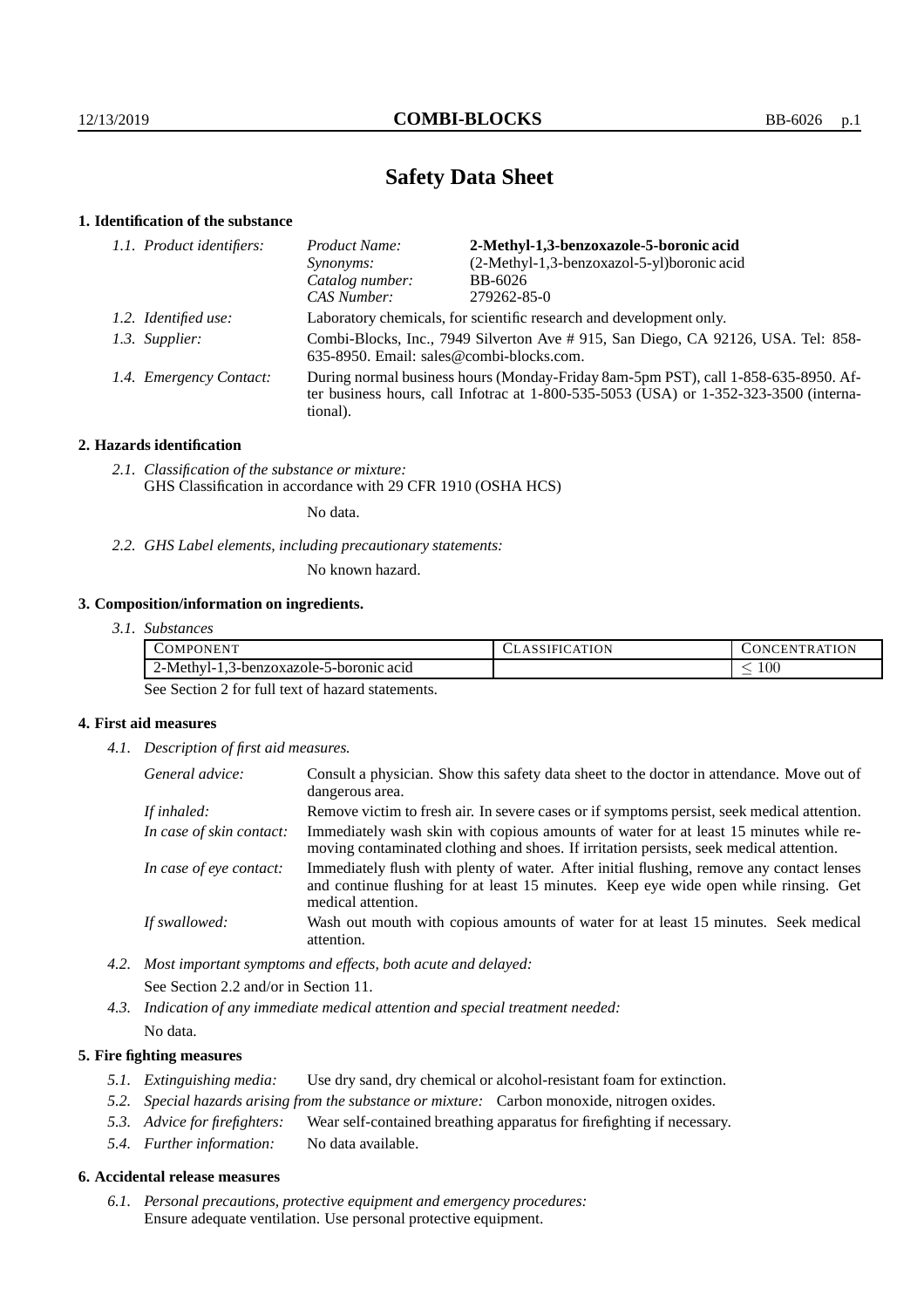# Safety Data Sheet

## 1. Identification of the substance

*1.1. Product identifiers:*

| | |
|---|---|
| *Product Name:* | **2-Methyl-1,3-benzoxazole-5-boronic acid** |
| *Synonyms:* | (2-Methyl-1,3-benzoxazol-5-yl)boronic acid |
| *Catalog number:* | BB-6026 |
| *CAS Number:* | 279262-85-0 |

*1.2. Identified use:* Laboratory chemicals, for scientific research and development only.

*1.3. Supplier:* Combi-Blocks, Inc., 7949 Silverton Ave # 915, San Diego, CA 92126, USA. Tel: 858-635-8950. Email: sales@combi-blocks.com.

*1.4. Emergency Contact:* During normal business hours (Monday-Friday 8am-5pm PST), call 1-858-635-8950. After business hours, call Infotrac at 1-800-535-5053 (USA) or 1-352-323-3500 (international).

## 2. Hazards identification

*2.1. Classification of the substance or mixture:*
GHS Classification in accordance with 29 CFR 1910 (OSHA HCS)

No data.

*2.2. GHS Label elements, including precautionary statements:*

No known hazard.

## 3. Composition/information on ingredients.

*3.1. Substances*

| COMPONENT | CLASSIFICATION | CONCENTRATION |
|---|---|---|
| 2-Methyl-1,3-benzoxazole-5-boronic acid | | $\leq 100$ |

See Section 2 for full text of hazard statements.

## 4. First aid measures

*4.1. Description of first aid measures.*

*General advice:* Consult a physician. Show this safety data sheet to the doctor in attendance. Move out of dangerous area.

*If inhaled:* Remove victim to fresh air. In severe cases or if symptoms persist, seek medical attention.

*In case of skin contact:* Immediately wash skin with copious amounts of water for at least 15 minutes while removing contaminated clothing and shoes. If irritation persists, seek medical attention.

*In case of eye contact:* Immediately flush with plenty of water. After initial flushing, remove any contact lenses and continue flushing for at least 15 minutes. Keep eye wide open while rinsing. Get medical attention.

*If swallowed:* Wash out mouth with copious amounts of water for at least 15 minutes. Seek medical attention.

*4.2. Most important symptoms and effects, both acute and delayed:*
See Section 2.2 and/or in Section 11.

*4.3. Indication of any immediate medical attention and special treatment needed:*
No data.

## 5. Fire fighting measures

*5.1. Extinguishing media:* Use dry sand, dry chemical or alcohol-resistant foam for extinction.

*5.2. Special hazards arising from the substance or mixture:* Carbon monoxide, nitrogen oxides.

*5.3. Advice for firefighters:* Wear self-contained breathing apparatus for firefighting if necessary.

*5.4. Further information:* No data available.

## 6. Accidental release measures

*6.1. Personal precautions, protective equipment and emergency procedures:*
Ensure adequate ventilation. Use personal protective equipment.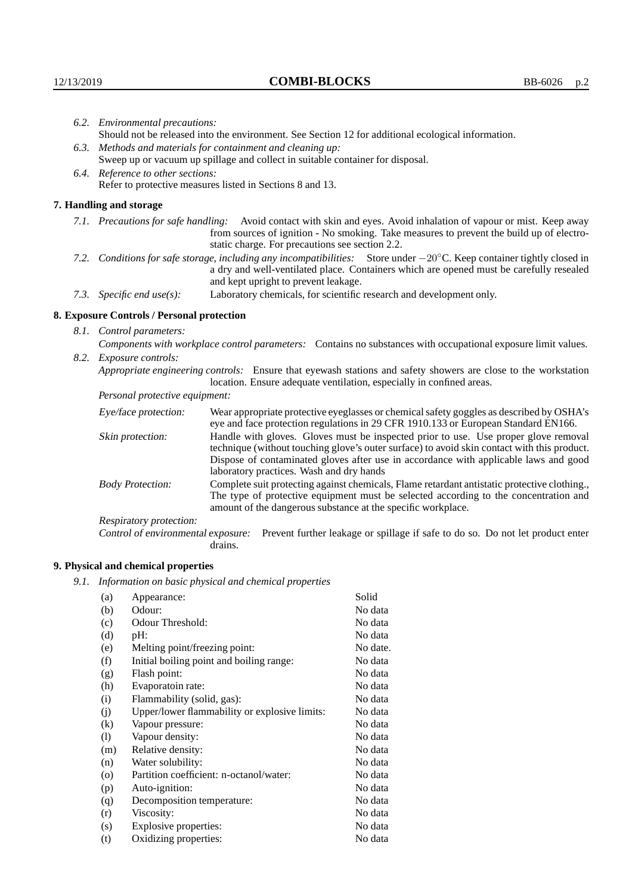*6.2. Environmental precautions:*
Should not be released into the environment. See Section 12 for additional ecological information.

*6.3. Methods and materials for containment and cleaning up:*
Sweep up or vacuum up spillage and collect in suitable container for disposal.

*6.4. Reference to other sections:*
Refer to protective measures listed in Sections 8 and 13.

## 7. Handling and storage

*7.1. Precautions for safe handling:* Avoid contact with skin and eyes. Avoid inhalation of vapour or mist. Keep away from sources of ignition - No smoking. Take measures to prevent the build up of electrostatic charge. For precautions see section 2.2.

*7.2. Conditions for safe storage, including any incompatibilities:* Store under $-20^{\circ}$C. Keep container tightly closed in a dry and well-ventilated place. Containers which are opened must be carefully resealed and kept upright to prevent leakage.

*7.3. Specific end use(s):* Laboratory chemicals, for scientific research and development only.

## 8. Exposure Controls / Personal protection

*8.1. Control parameters:*
*Components with workplace control parameters:* Contains no substances with occupational exposure limit values.

*8.2. Exposure controls:*
*Appropriate engineering controls:* Ensure that eyewash stations and safety showers are close to the workstation location. Ensure adequate ventilation, especially in confined areas.

*Personal protective equipment:*

*Eye/face protection:* Wear appropriate protective eyeglasses or chemical safety goggles as described by OSHA's eye and face protection regulations in 29 CFR 1910.133 or European Standard EN166.

*Skin protection:* Handle with gloves. Gloves must be inspected prior to use. Use proper glove removal technique (without touching glove's outer surface) to avoid skin contact with this product. Dispose of contaminated gloves after use in accordance with applicable laws and good laboratory practices. Wash and dry hands

*Body Protection:* Complete suit protecting against chemicals, Flame retardant antistatic protective clothing., The type of protective equipment must be selected according to the concentration and amount of the dangerous substance at the specific workplace.

*Respiratory protection:*

*Control of environmental exposure:* Prevent further leakage or spillage if safe to do so. Do not let product enter drains.

## 9. Physical and chemical properties

*9.1. Information on basic physical and chemical properties*

| | | |
|---|---|---|
| (a) | Appearance: | Solid |
| (b) | Odour: | No data |
| (c) | Odour Threshold: | No data |
| (d) | pH: | No data |
| (e) | Melting point/freezing point: | No date. |
| (f) | Initial boiling point and boiling range: | No data |
| (g) | Flash point: | No data |
| (h) | Evaporatoin rate: | No data |
| (i) | Flammability (solid, gas): | No data |
| (j) | Upper/lower flammability or explosive limits: | No data |
| (k) | Vapour pressure: | No data |
| (l) | Vapour density: | No data |
| (m) | Relative density: | No data |
| (n) | Water solubility: | No data |
| (o) | Partition coefficient: n-octanol/water: | No data |
| (p) | Auto-ignition: | No data |
| (q) | Decomposition temperature: | No data |
| (r) | Viscosity: | No data |
| (s) | Explosive properties: | No data |
| (t) | Oxidizing properties: | No data |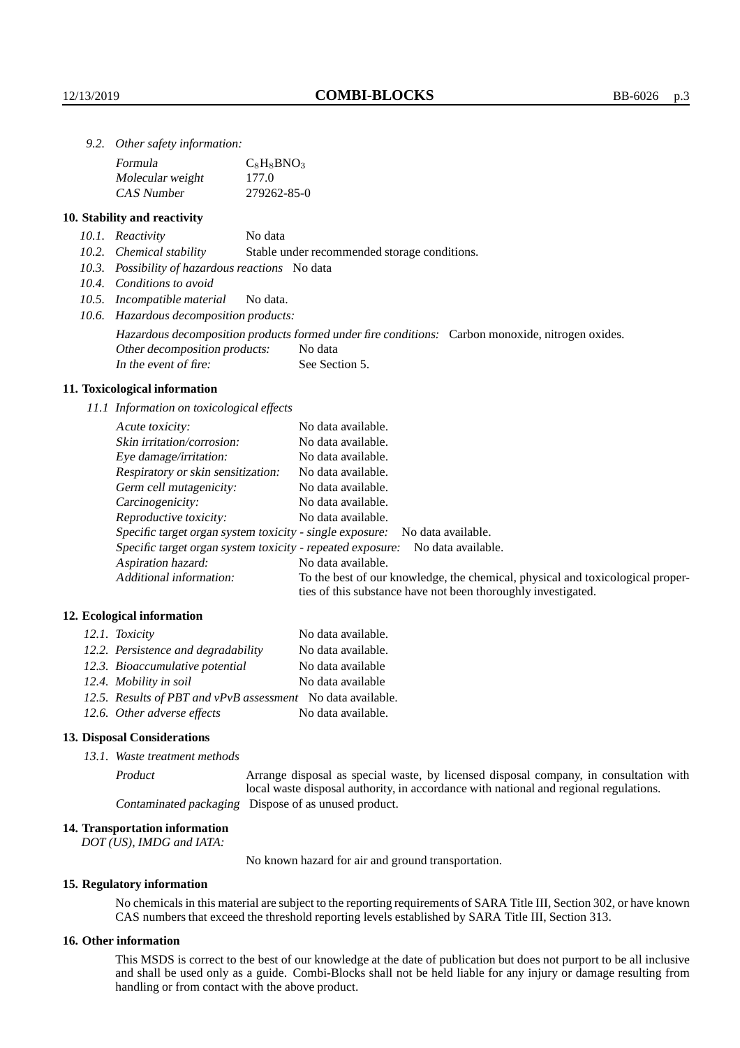*9.2. Other safety information:*

| | |
|---|---|
| *Formula* | $C_8H_8BNO_3$ |
| *Molecular weight* | 177.0 |
| *CAS Number* | 279262-85-0 |

### 10. Stability and reactivity

*10.1. Reactivity* No data

*10.2. Chemical stability* Stable under recommended storage conditions.

*10.3. Possibility of hazardous reactions* No data

*10.4. Conditions to avoid*

*10.5. Incompatible material* No data.

*10.6. Hazardous decomposition products:*

*Hazardous decomposition products formed under fire conditions:* Carbon monoxide, nitrogen oxides.

*Other decomposition products:* No data

*In the event of fire:* See Section 5.

### 11. Toxicological information

*11.1 Information on toxicological effects*

| | |
|---|---|
| *Acute toxicity:* | No data available. |
| *Skin irritation/corrosion:* | No data available. |
| *Eye damage/irritation:* | No data available. |
| *Respiratory or skin sensitization:* | No data available. |
| *Germ cell mutagenicity:* | No data available. |
| *Carcinogenicity:* | No data available. |
| *Reproductive toxicity:* | No data available. |
| *Specific target organ system toxicity - single exposure:* | No data available. |
| *Specific target organ system toxicity - repeated exposure:* | No data available. |
| *Aspiration hazard:* | No data available. |
| *Additional information:* | To the best of our knowledge, the chemical, physical and toxicological properties of this substance have not been thoroughly investigated. |

### 12. Ecological information

| | |
|---|---|
| *12.1. Toxicity* | No data available. |
| *12.2. Persistence and degradability* | No data available. |
| *12.3. Bioaccumulative potential* | No data available |
| *12.4. Mobility in soil* | No data available |
| *12.5. Results of PBT and vPvB assessment* | No data available. |
| *12.6. Other adverse effects* | No data available. |

### 13. Disposal Considerations

*13.1. Waste treatment methods*

*Product* Arrange disposal as special waste, by licensed disposal company, in consultation with local waste disposal authority, in accordance with national and regional regulations.

*Contaminated packaging* Dispose of as unused product.

### 14. Transportation information

*DOT (US), IMDG and IATA:*

No known hazard for air and ground transportation.

### 15. Regulatory information

No chemicals in this material are subject to the reporting requirements of SARA Title III, Section 302, or have known CAS numbers that exceed the threshold reporting levels established by SARA Title III, Section 313.

### 16. Other information

This MSDS is correct to the best of our knowledge at the date of publication but does not purport to be all inclusive and shall be used only as a guide. Combi-Blocks shall not be held liable for any injury or damage resulting from handling or from contact with the above product.